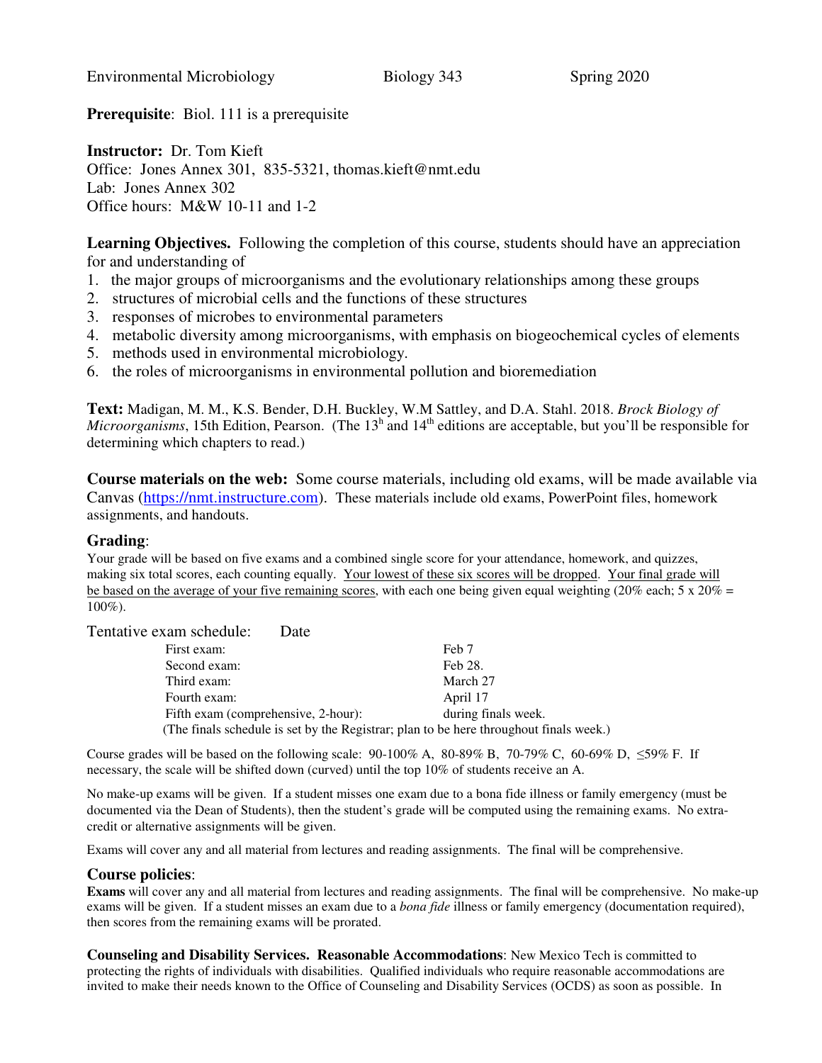Environmental Microbiology Biology 343 Spring 2020

**Prerequisite**: Biol. 111 is a prerequisite

**Instructor:** Dr. Tom Kieft
Office: Jones Annex 301, 835-5321, thomas.kieft@nmt.edu
Lab: Jones Annex 302
Office hours: M&W 10-11 and 1-2

**Learning Objectives.** Following the completion of this course, students should have an appreciation for and understanding of

1. the major groups of microorganisms and the evolutionary relationships among these groups
2. structures of microbial cells and the functions of these structures
3. responses of microbes to environmental parameters
4. metabolic diversity among microorganisms, with emphasis on biogeochemical cycles of elements
5. methods used in environmental microbiology.
6. the roles of microorganisms in environmental pollution and bioremediation

**Text:** Madigan, M. M., K.S. Bender, D.H. Buckley, W.M Sattley, and D.A. Stahl. 2018. *Brock Biology of Microorganisms*, 15th Edition, Pearson. (The 13h and 14th editions are acceptable, but you'll be responsible for determining which chapters to read.)

**Course materials on the web:** Some course materials, including old exams, will be made available via Canvas (https://nmt.instructure.com). These materials include old exams, PowerPoint files, homework assignments, and handouts.

## Grading:

Your grade will be based on five exams and a combined single score for your attendance, homework, and quizzes, making six total scores, each counting equally. Your lowest of these six scores will be dropped. Your final grade will be based on the average of your five remaining scores, with each one being given equal weighting (20% each; 5 x 20% = 100%).

Tentative exam schedule:

| | Date |
|---|---|
| First exam: | Feb 7 |
| Second exam: | Feb 28. |
| Third exam: | March 27 |
| Fourth exam: | April 17 |
| Fifth exam (comprehensive, 2-hour): | during finals week. |

(The finals schedule is set by the Registrar; plan to be here throughout finals week.)

Course grades will be based on the following scale: 90-100% A, 80-89% B, 70-79% C, 60-69% D, ≤59% F. If necessary, the scale will be shifted down (curved) until the top 10% of students receive an A.

No make-up exams will be given. If a student misses one exam due to a bona fide illness or family emergency (must be documented via the Dean of Students), then the student's grade will be computed using the remaining exams. No extra-credit or alternative assignments will be given.

Exams will cover any and all material from lectures and reading assignments. The final will be comprehensive.

## Course policies:

**Exams** will cover any and all material from lectures and reading assignments. The final will be comprehensive. No make-up exams will be given. If a student misses an exam due to a *bona fide* illness or family emergency (documentation required), then scores from the remaining exams will be prorated.

**Counseling and Disability Services. Reasonable Accommodations**: New Mexico Tech is committed to protecting the rights of individuals with disabilities. Qualified individuals who require reasonable accommodations are invited to make their needs known to the Office of Counseling and Disability Services (OCDS) as soon as possible. In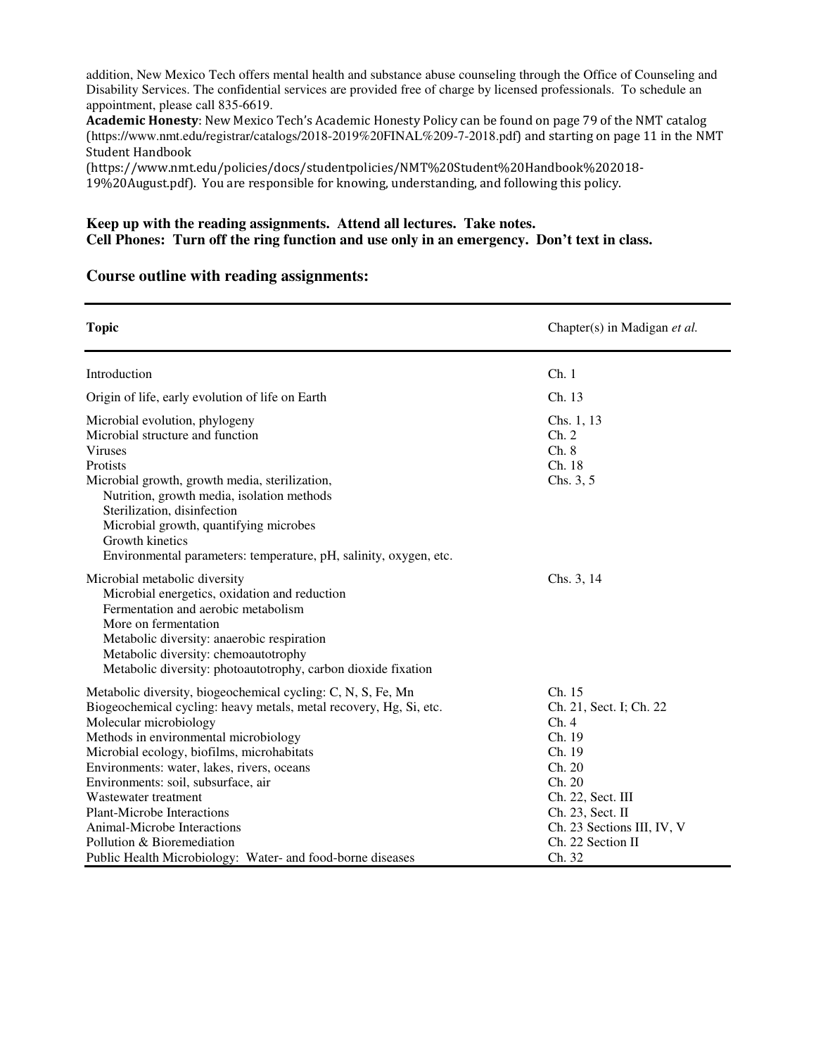addition, New Mexico Tech offers mental health and substance abuse counseling through the Office of Counseling and Disability Services. The confidential services are provided free of charge by licensed professionals. To schedule an appointment, please call 835-6619.

**Academic Honesty**: New Mexico Tech's Academic Honesty Policy can be found on page 79 of the NMT catalog (https://www.nmt.edu/registrar/catalogs/2018-2019%20FINAL%209-7-2018.pdf) and starting on page 11 in the NMT Student Handbook (https://www.nmt.edu/policies/docs/studentpolicies/NMT%20Student%20Handbook%202018-19%20August.pdf). You are responsible for knowing, understanding, and following this policy.

**Keep up with the reading assignments. Attend all lectures. Take notes.**
**Cell Phones: Turn off the ring function and use only in an emergency. Don't text in class.**

## Course outline with reading assignments:

| **Topic** | Chapter(s) in Madigan *et al.* |
|---|---|
| Introduction | Ch. 1 |
| Origin of life, early evolution of life on Earth | Ch. 13 |
| Microbial evolution, phylogeny | Chs. 1, 13 |
| Microbial structure and function | Ch. 2 |
| Viruses | Ch. 8 |
| Protists | Ch. 18 |
| Microbial growth, growth media, sterilization, | Chs. 3, 5 |
| Nutrition, growth media, isolation methods | |
| Sterilization, disinfection | |
| Microbial growth, quantifying microbes | |
| Growth kinetics | |
| Environmental parameters: temperature, pH, salinity, oxygen, etc. | |
| Microbial metabolic diversity | Chs. 3, 14 |
| Microbial energetics, oxidation and reduction | |
| Fermentation and aerobic metabolism | |
| More on fermentation | |
| Metabolic diversity: anaerobic respiration | |
| Metabolic diversity: chemoautotrophy | |
| Metabolic diversity: photoautotrophy, carbon dioxide fixation | |
| Metabolic diversity, biogeochemical cycling: C, N, S, Fe, Mn | Ch. 15 |
| Biogeochemical cycling: heavy metals, metal recovery, Hg, Si, etc. | Ch. 21, Sect. I; Ch. 22 |
| Molecular microbiology | Ch. 4 |
| Methods in environmental microbiology | Ch. 19 |
| Microbial ecology, biofilms, microhabitats | Ch. 19 |
| Environments: water, lakes, rivers, oceans | Ch. 20 |
| Environments: soil, subsurface, air | Ch. 20 |
| Wastewater treatment | Ch. 22, Sect. III |
| Plant-Microbe Interactions | Ch. 23, Sect. II |
| Animal-Microbe Interactions | Ch. 23 Sections III, IV, V |
| Pollution & Bioremediation | Ch. 22 Section II |
| Public Health Microbiology: Water- and food-borne diseases | Ch. 32 |